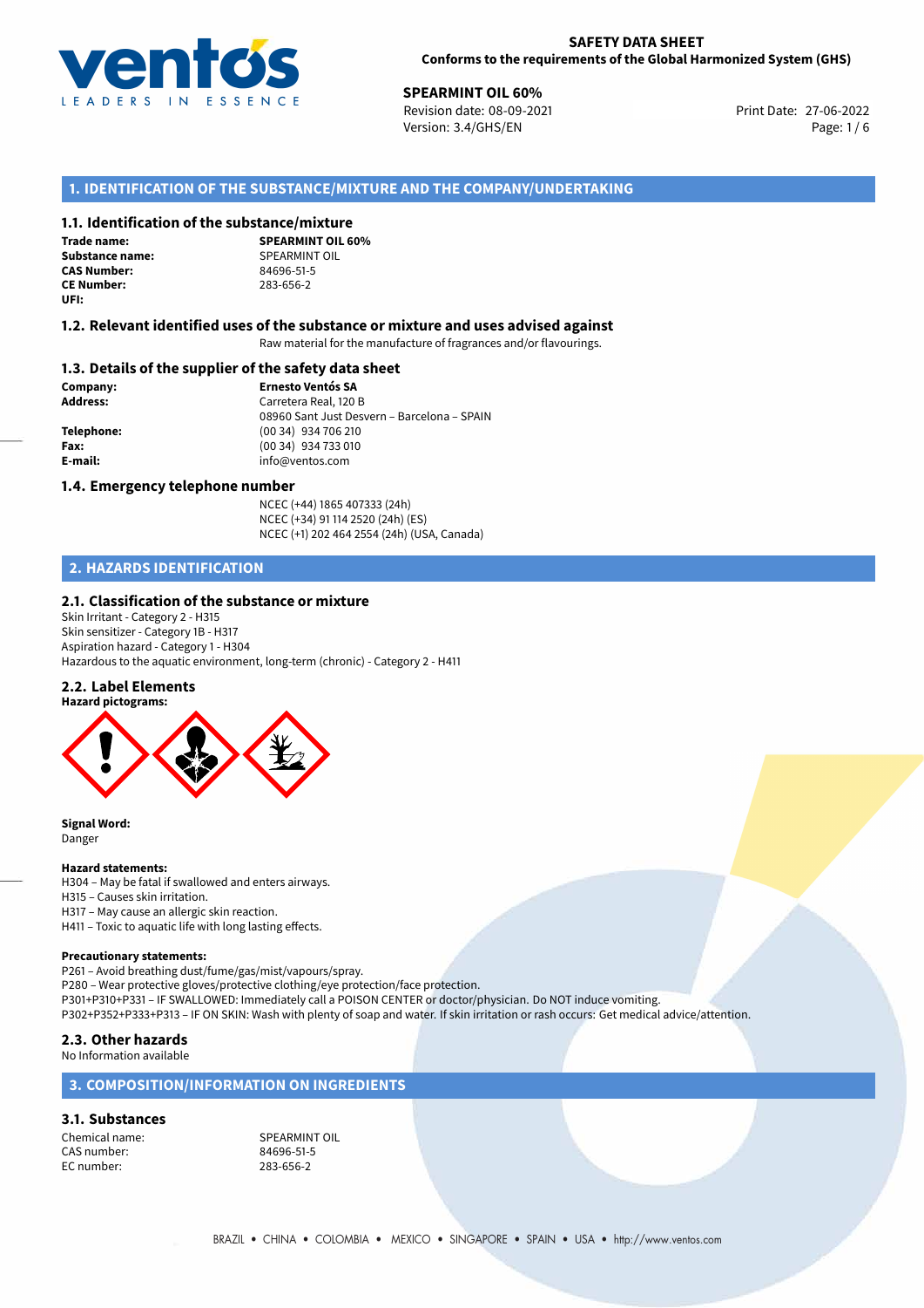**SAFETY DATA SHEET**
**Conforms to the requirements of the Global Harmonized System (GHS)**

**SPEARMINT OIL 60%**
Revision date: 08-09-2021
Version: 3.4/GHS/EN
Print Date: 27-06-2022

## 1. IDENTIFICATION OF THE SUBSTANCE/MIXTURE AND THE COMPANY/UNDERTAKING

### 1.1. Identification of the substance/mixture

**Trade name:** **SPEARMINT OIL 60%**
**Substance name:** SPEARMINT OIL
**CAS Number:** 84696-51-5
**CE Number:** 283-656-2
**UFI:**

### 1.2. Relevant identified uses of the substance or mixture and uses advised against

Raw material for the manufacture of fragrances and/or flavourings.

### 1.3. Details of the supplier of the safety data sheet

**Company:** **Ernesto Ventós SA**
**Address:** Carretera Real, 120 B
08960 Sant Just Desvern – Barcelona – SPAIN
**Telephone:** (00 34) 934 706 210
**Fax:** (00 34) 934 733 010
**E-mail:** info@ventos.com

### 1.4. Emergency telephone number

NCEC (+44) 1865 407333 (24h)
NCEC (+34) 91 114 2520 (24h) (ES)
NCEC (+1) 202 464 2554 (24h) (USA, Canada)

## 2. HAZARDS IDENTIFICATION

### 2.1. Classification of the substance or mixture

Skin Irritant - Category 2 - H315
Skin sensitizer - Category 1B - H317
Aspiration hazard - Category 1 - H304
Hazardous to the aquatic environment, long-term (chronic) - Category 2 - H411

### 2.2. Label Elements

**Hazard pictograms:**

**Signal Word:**
Danger

**Hazard statements:**
H304 – May be fatal if swallowed and enters airways.
H315 – Causes skin irritation.
H317 – May cause an allergic skin reaction.
H411 – Toxic to aquatic life with long lasting effects.

**Precautionary statements:**
P261 – Avoid breathing dust/fume/gas/mist/vapours/spray.
P280 – Wear protective gloves/protective clothing/eye protection/face protection.
P301+P310+P331 – IF SWALLOWED: Immediately call a POISON CENTER or doctor/physician. Do NOT induce vomiting.
P302+P352+P333+P313 – IF ON SKIN: Wash with plenty of soap and water. If skin irritation or rash occurs: Get medical advice/attention.

### 2.3. Other hazards

No Information available

## 3. COMPOSITION/INFORMATION ON INGREDIENTS

### 3.1. Substances

Chemical name: SPEARMINT OIL
CAS number: 84696-51-5
EC number: 283-656-2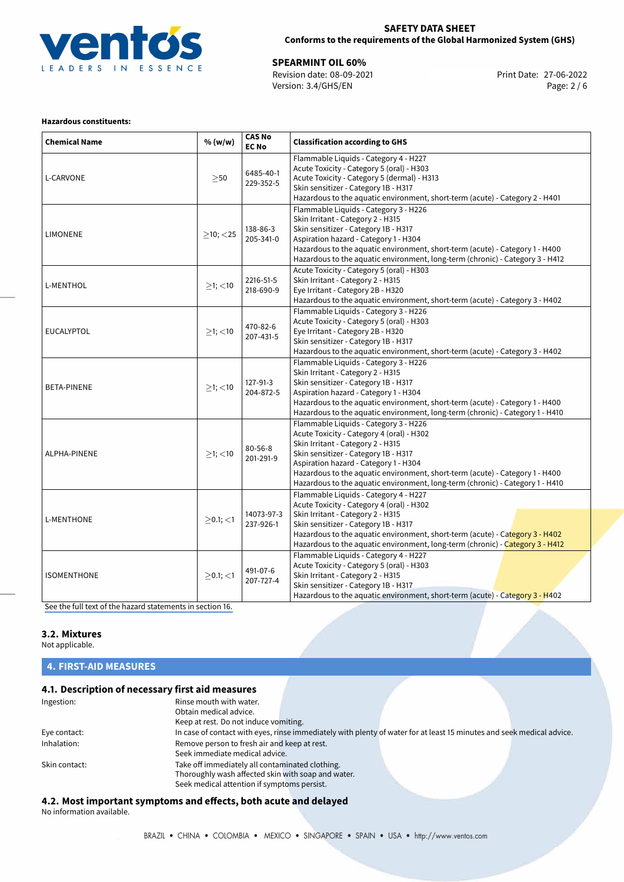**Hazardous constituents:**

| Chemical Name | % (w/w) | CAS No EC No | Classification according to GHS |
|---|---|---|---|
| L-CARVONE | ≥50 | 6485-40-1 229-352-5 | Flammable Liquids - Category 4 - H227<br>Acute Toxicity - Category 5 (oral) - H303<br>Acute Toxicity - Category 5 (dermal) - H313<br>Skin sensitizer - Category 1B - H317<br>Hazardous to the aquatic environment, short-term (acute) - Category 2 - H401 |
| LIMONENE | ≥10; <25 | 138-86-3 205-341-0 | Flammable Liquids - Category 3 - H226<br>Skin Irritant - Category 2 - H315<br>Skin sensitizer - Category 1B - H317<br>Aspiration hazard - Category 1 - H304<br>Hazardous to the aquatic environment, short-term (acute) - Category 1 - H400<br>Hazardous to the aquatic environment, long-term (chronic) - Category 3 - H412 |
| L-MENTHOL | ≥1; <10 | 2216-51-5 218-690-9 | Acute Toxicity - Category 5 (oral) - H303<br>Skin Irritant - Category 2 - H315<br>Eye Irritant - Category 2B - H320<br>Hazardous to the aquatic environment, short-term (acute) - Category 3 - H402 |
| EUCALYPTOL | ≥1; <10 | 470-82-6 207-431-5 | Flammable Liquids - Category 3 - H226<br>Acute Toxicity - Category 5 (oral) - H303<br>Eye Irritant - Category 2B - H320<br>Skin sensitizer - Category 1B - H317<br>Hazardous to the aquatic environment, short-term (acute) - Category 3 - H402 |
| BETA-PINENE | ≥1; <10 | 127-91-3 204-872-5 | Flammable Liquids - Category 3 - H226<br>Skin Irritant - Category 2 - H315<br>Skin sensitizer - Category 1B - H317<br>Aspiration hazard - Category 1 - H304<br>Hazardous to the aquatic environment, short-term (acute) - Category 1 - H400<br>Hazardous to the aquatic environment, long-term (chronic) - Category 1 - H410 |
| ALPHA-PINENE | ≥1; <10 | 80-56-8 201-291-9 | Flammable Liquids - Category 3 - H226<br>Acute Toxicity - Category 4 (oral) - H302<br>Skin Irritant - Category 2 - H315<br>Skin sensitizer - Category 1B - H317<br>Aspiration hazard - Category 1 - H304<br>Hazardous to the aquatic environment, short-term (acute) - Category 1 - H400<br>Hazardous to the aquatic environment, long-term (chronic) - Category 1 - H410 |
| L-MENTHONE | ≥0.1; <1 | 14073-97-3 237-926-1 | Flammable Liquids - Category 4 - H227<br>Acute Toxicity - Category 4 (oral) - H302<br>Skin Irritant - Category 2 - H315<br>Skin sensitizer - Category 1B - H317<br>Hazardous to the aquatic environment, short-term (acute) - Category 3 - H402<br>Hazardous to the aquatic environment, long-term (chronic) - Category 3 - H412 |
| ISOMENTHONE | ≥0.1; <1 | 491-07-6 207-727-4 | Flammable Liquids - Category 4 - H227<br>Acute Toxicity - Category 5 (oral) - H303<br>Skin Irritant - Category 2 - H315<br>Skin sensitizer - Category 1B - H317<br>Hazardous to the aquatic environment, short-term (acute) - Category 3 - H402 |

See the full text of the hazard statements in section 16.

### 3.2. Mixtures

Not applicable.

## 4. FIRST-AID MEASURES

### 4.1. Description of necessary first aid measures

Ingestion: Rinse mouth with water.
Obtain medical advice.
Keep at rest. Do not induce vomiting.

Eye contact: In case of contact with eyes, rinse immediately with plenty of water for at least 15 minutes and seek medical advice.

Inhalation: Remove person to fresh air and keep at rest.
Seek immediate medical advice.

Skin contact: Take off immediately all contaminated clothing.
Thoroughly wash affected skin with soap and water.
Seek medical attention if symptoms persist.

### 4.2. Most important symptoms and effects, both acute and delayed

No information available.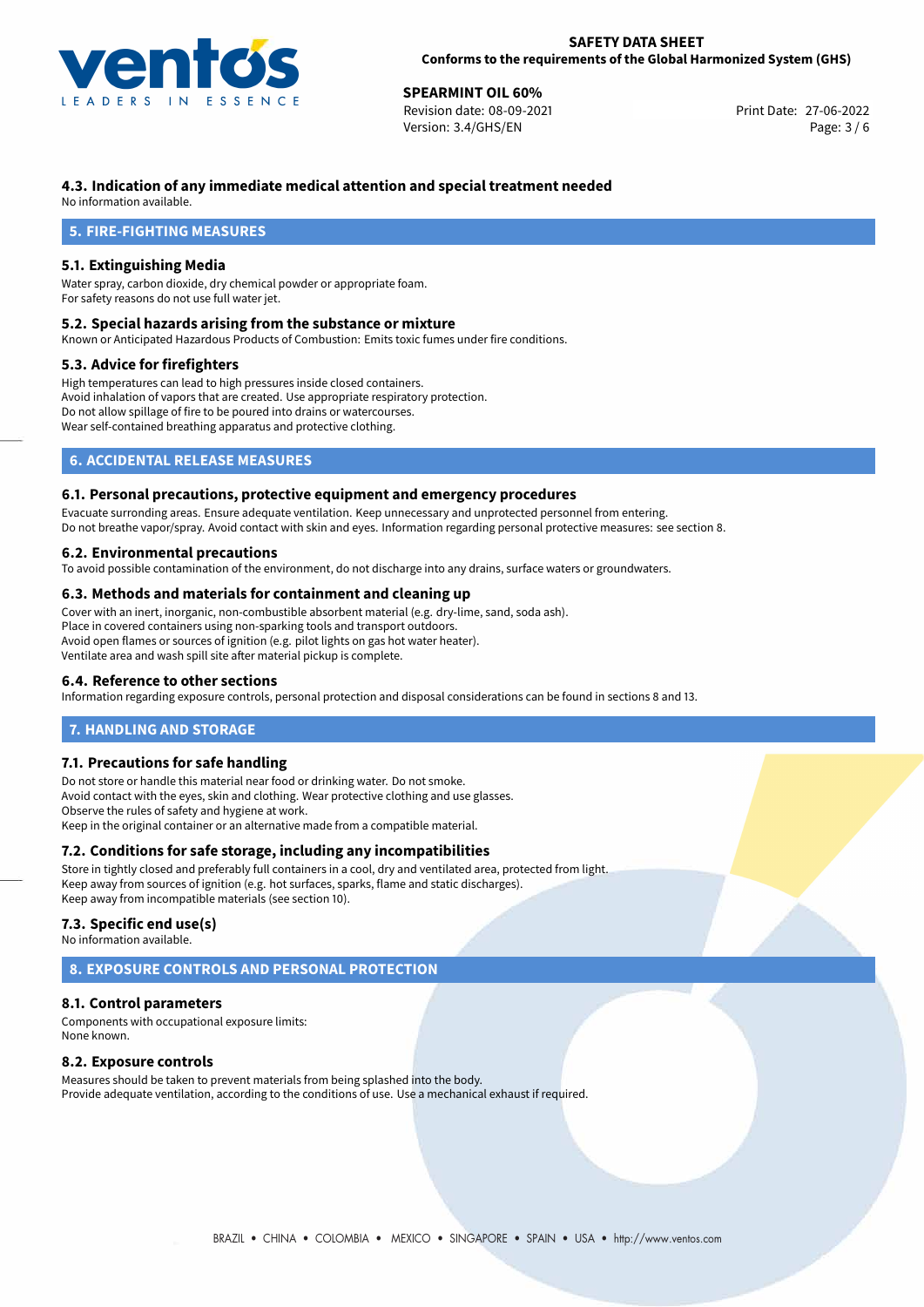### 4.3. Indication of any immediate medical attention and special treatment needed

No information available.

## 5. FIRE-FIGHTING MEASURES

### 5.1. Extinguishing Media

Water spray, carbon dioxide, dry chemical powder or appropriate foam.
For safety reasons do not use full water jet.

### 5.2. Special hazards arising from the substance or mixture

Known or Anticipated Hazardous Products of Combustion: Emits toxic fumes under fire conditions.

### 5.3. Advice for firefighters

High temperatures can lead to high pressures inside closed containers.
Avoid inhalation of vapors that are created. Use appropriate respiratory protection.
Do not allow spillage of fire to be poured into drains or watercourses.
Wear self-contained breathing apparatus and protective clothing.

## 6. ACCIDENTAL RELEASE MEASURES

### 6.1. Personal precautions, protective equipment and emergency procedures

Evacuate surronding areas. Ensure adequate ventilation. Keep unnecessary and unprotected personnel from entering.
Do not breathe vapor/spray. Avoid contact with skin and eyes. Information regarding personal protective measures: see section 8.

### 6.2. Environmental precautions

To avoid possible contamination of the environment, do not discharge into any drains, surface waters or groundwaters.

### 6.3. Methods and materials for containment and cleaning up

Cover with an inert, inorganic, non-combustible absorbent material (e.g. dry-lime, sand, soda ash).
Place in covered containers using non-sparking tools and transport outdoors.
Avoid open flames or sources of ignition (e.g. pilot lights on gas hot water heater).
Ventilate area and wash spill site after material pickup is complete.

### 6.4. Reference to other sections

Information regarding exposure controls, personal protection and disposal considerations can be found in sections 8 and 13.

## 7. HANDLING AND STORAGE

### 7.1. Precautions for safe handling

Do not store or handle this material near food or drinking water. Do not smoke.
Avoid contact with the eyes, skin and clothing. Wear protective clothing and use glasses.
Observe the rules of safety and hygiene at work.
Keep in the original container or an alternative made from a compatible material.

### 7.2. Conditions for safe storage, including any incompatibilities

Store in tightly closed and preferably full containers in a cool, dry and ventilated area, protected from light.
Keep away from sources of ignition (e.g. hot surfaces, sparks, flame and static discharges).
Keep away from incompatible materials (see section 10).

### 7.3. Specific end use(s)

No information available.

## 8. EXPOSURE CONTROLS AND PERSONAL PROTECTION

### 8.1. Control parameters

Components with occupational exposure limits:
None known.

### 8.2. Exposure controls

Measures should be taken to prevent materials from being splashed into the body.
Provide adequate ventilation, according to the conditions of use. Use a mechanical exhaust if required.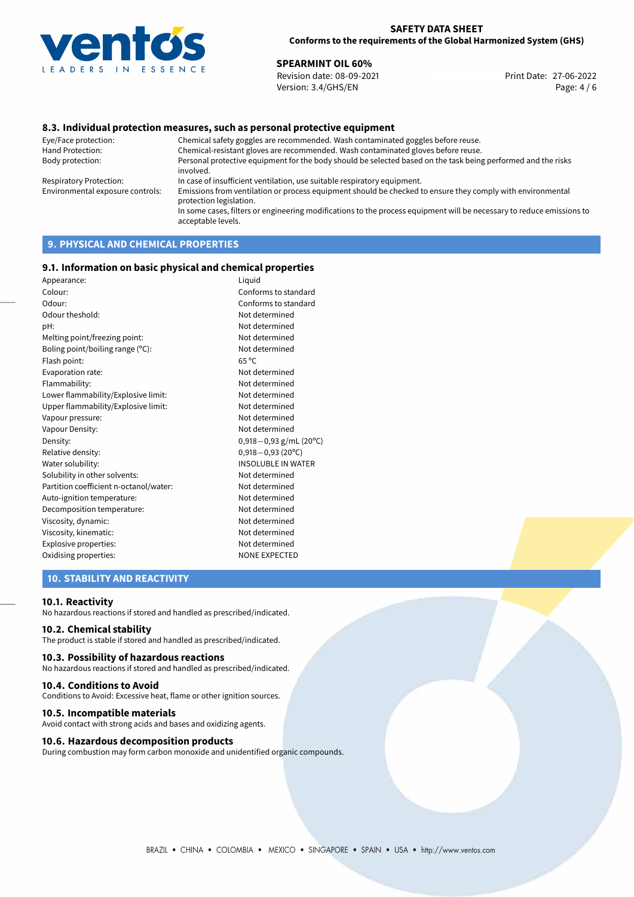### 8.3. Individual protection measures, such as personal protective equipment

| | |
|---|---|
| Eye/Face protection: | Chemical safety goggles are recommended. Wash contaminated goggles before reuse. |
| Hand Protection: | Chemical-resistant gloves are recommended. Wash contaminated gloves before reuse. |
| Body protection: | Personal protective equipment for the body should be selected based on the task being performed and the risks involved. |
| Respiratory Protection: | In case of insufficient ventilation, use suitable respiratory equipment. |
| Environmental exposure controls: | Emissions from ventilation or process equipment should be checked to ensure they comply with environmental protection legislation. In some cases, filters or engineering modifications to the process equipment will be necessary to reduce emissions to acceptable levels. |

## 9. PHYSICAL AND CHEMICAL PROPERTIES

### 9.1. Information on basic physical and chemical properties

| | |
|---|---|
| Appearance: | Liquid |
| Colour: | Conforms to standard |
| Odour: | Conforms to standard |
| Odour theshold: | Not determined |
| pH: | Not determined |
| Melting point/freezing point: | Not determined |
| Boling point/boiling range (°C): | Not determined |
| Flash point: | 65 °C |
| Evaporation rate: | Not determined |
| Flammability: | Not determined |
| Lower flammability/Explosive limit: | Not determined |
| Upper flammability/Explosive limit: | Not determined |
| Vapour pressure: | Not determined |
| Vapour Density: | Not determined |
| Density: | 0,918−0,93 g/mL (20°C) |
| Relative density: | 0,918−0,93 (20°C) |
| Water solubility: | INSOLUBLE IN WATER |
| Solubility in other solvents: | Not determined |
| Partition coefficient n-octanol/water: | Not determined |
| Auto-ignition temperature: | Not determined |
| Decomposition temperature: | Not determined |
| Viscosity, dynamic: | Not determined |
| Viscosity, kinematic: | Not determined |
| Explosive properties: | Not determined |
| Oxidising properties: | NONE EXPECTED |

## 10. STABILITY AND REACTIVITY

### 10.1. Reactivity

No hazardous reactions if stored and handled as prescribed/indicated.

### 10.2. Chemical stability

The product is stable if stored and handled as prescribed/indicated.

### 10.3. Possibility of hazardous reactions

No hazardous reactions if stored and handled as prescribed/indicated.

### 10.4. Conditions to Avoid

Conditions to Avoid: Excessive heat, flame or other ignition sources.

### 10.5. Incompatible materials

Avoid contact with strong acids and bases and oxidizing agents.

### 10.6. Hazardous decomposition products

During combustion may form carbon monoxide and unidentified organic compounds.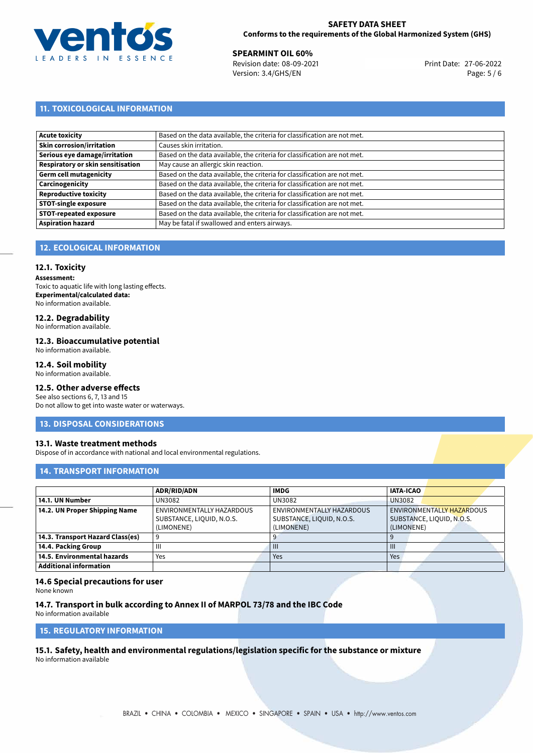## 11. TOXICOLOGICAL INFORMATION

| | |
|---|---|
| **Acute toxicity** | Based on the data available, the criteria for classification are not met. |
| **Skin corrosion/irritation** | Causes skin irritation. |
| **Serious eye damage/irritation** | Based on the data available, the criteria for classification are not met. |
| **Respiratory or skin sensitisation** | May cause an allergic skin reaction. |
| **Germ cell mutagenicity** | Based on the data available, the criteria for classification are not met. |
| **Carcinogenicity** | Based on the data available, the criteria for classification are not met. |
| **Reproductive toxicity** | Based on the data available, the criteria for classification are not met. |
| **STOT-single exposure** | Based on the data available, the criteria for classification are not met. |
| **STOT-repeated exposure** | Based on the data available, the criteria for classification are not met. |
| **Aspiration hazard** | May be fatal if swallowed and enters airways. |

## 12. ECOLOGICAL INFORMATION

### 12.1. Toxicity

**Assessment:**
Toxic to aquatic life with long lasting effects.
**Experimental/calculated data:**
No information available.

### 12.2. Degradability

No information available.

### 12.3. Bioaccumulative potential

No information available.

### 12.4. Soil mobility

No information available.

### 12.5. Other adverse effects

See also sections 6, 7, 13 and 15
Do not allow to get into waste water or waterways.

## 13. DISPOSAL CONSIDERATIONS

### 13.1. Waste treatment methods

Dispose of in accordance with national and local environmental regulations.

## 14. TRANSPORT INFORMATION

| | ADR/RID/ADN | IMDG | IATA-ICAO |
|---|---|---|---|
| **14.1. UN Number** | UN3082 | UN3082 | UN3082 |
| **14.2. UN Proper Shipping Name** | ENVIRONMENTALLY HAZARDOUS SUBSTANCE, LIQUID, N.O.S. (LIMONENE) | ENVIRONMENTALLY HAZARDOUS SUBSTANCE, LIQUID, N.O.S. (LIMONENE) | ENVIRONMENTALLY HAZARDOUS SUBSTANCE, LIQUID, N.O.S. (LIMONENE) |
| **14.3. Transport Hazard Class(es)** | 9 | 9 | 9 |
| **14.4. Packing Group** | III | III | III |
| **14.5. Environmental hazards** | Yes | Yes | Yes |
| **Additional information** | | | |

### 14.6 Special precautions for user

None known

### 14.7. Transport in bulk according to Annex II of MARPOL 73/78 and the IBC Code

No information available

## 15. REGULATORY INFORMATION

### 15.1. Safety, health and environmental regulations/legislation specific for the substance or mixture

No information available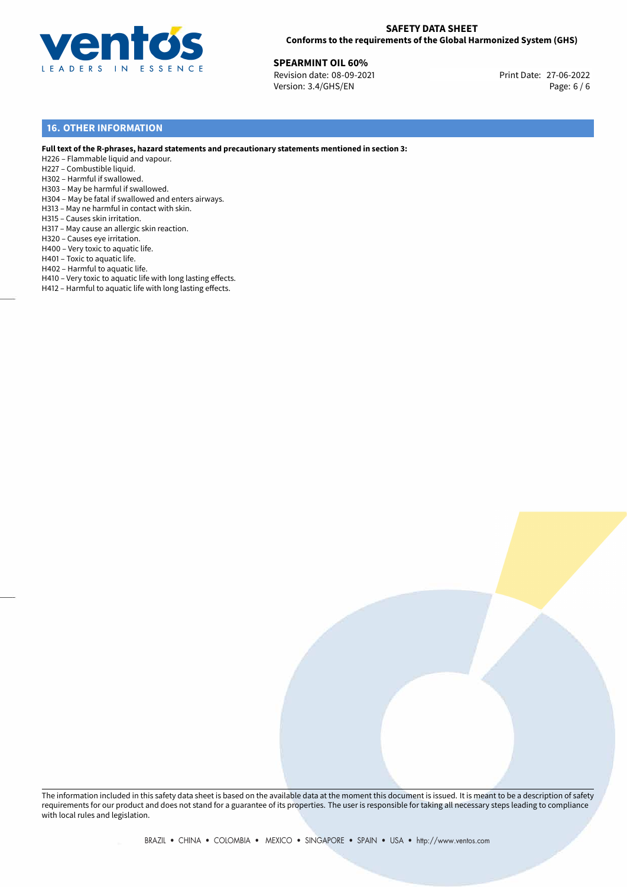## 16. OTHER INFORMATION

**Full text of the R-phrases, hazard statements and precautionary statements mentioned in section 3:**

H226 – Flammable liquid and vapour.
H227 – Combustible liquid.
H302 – Harmful if swallowed.
H303 – May be harmful if swallowed.
H304 – May be fatal if swallowed and enters airways.
H313 – May ne harmful in contact with skin.
H315 – Causes skin irritation.
H317 – May cause an allergic skin reaction.
H320 – Causes eye irritation.
H400 – Very toxic to aquatic life.
H401 – Toxic to aquatic life.
H402 – Harmful to aquatic life.
H410 – Very toxic to aquatic life with long lasting effects.
H412 – Harmful to aquatic life with long lasting effects.

The information included in this safety data sheet is based on the available data at the moment this document is issued. It is meant to be a description of safety requirements for our product and does not stand for a guarantee of its properties. The user is responsible for taking all necessary steps leading to compliance with local rules and legislation.